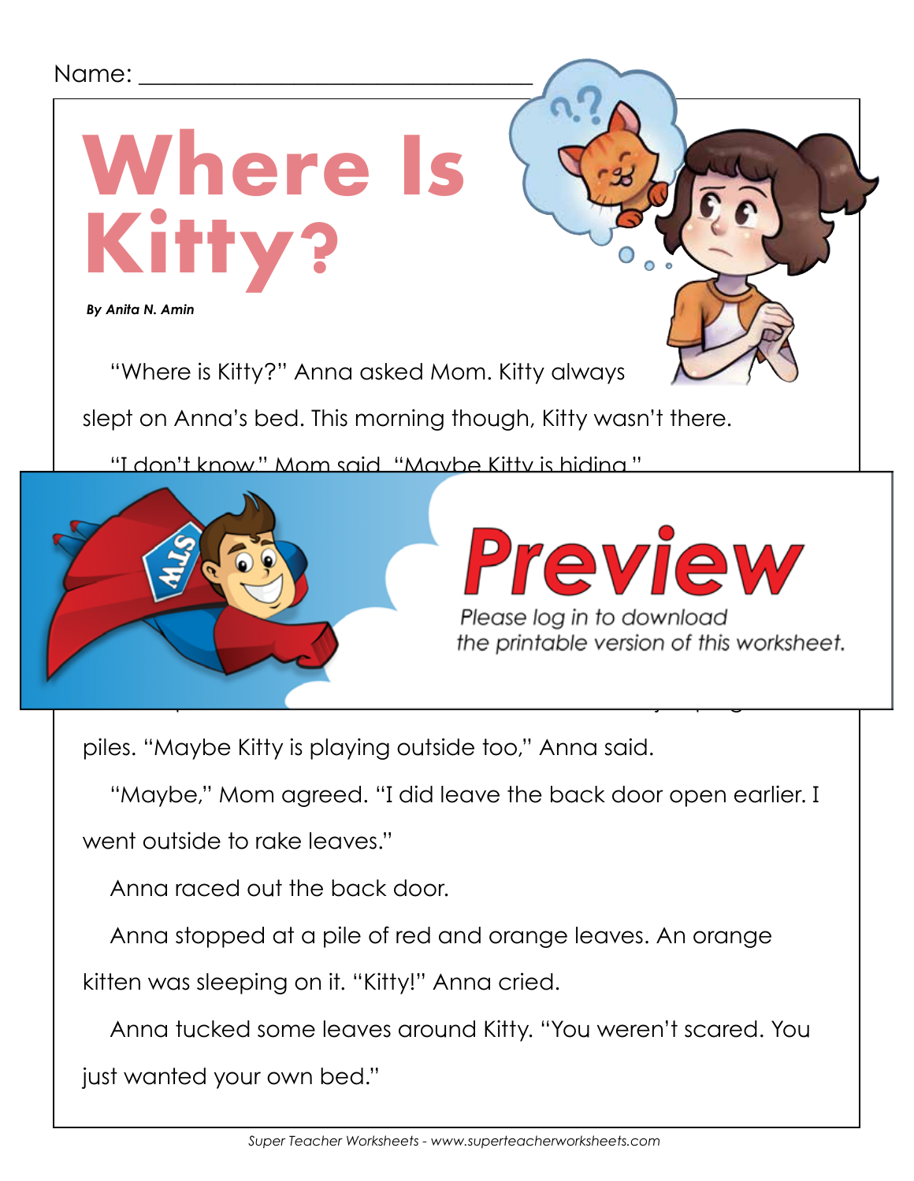Name: ______________________________

# Where Is Kitty?

***By Anita N. Amin***

"Where is Kitty?" Anna asked Mom. Kitty always slept on Anna's bed. This morning though, Kitty wasn't there.

"I don't know," Mom said. "Maybe Kitty is hiding."

Preview

Please log in to download the printable version of this worksheet.

piles. "Maybe Kitty is playing outside too," Anna said.

"Maybe," Mom agreed. "I did leave the back door open earlier. I went outside to rake leaves."

Anna raced out the back door.

Anna stopped at a pile of red and orange leaves. An orange kitten was sleeping on it. "Kitty!" Anna cried.

Anna tucked some leaves around Kitty. "You weren't scared. You just wanted your own bed."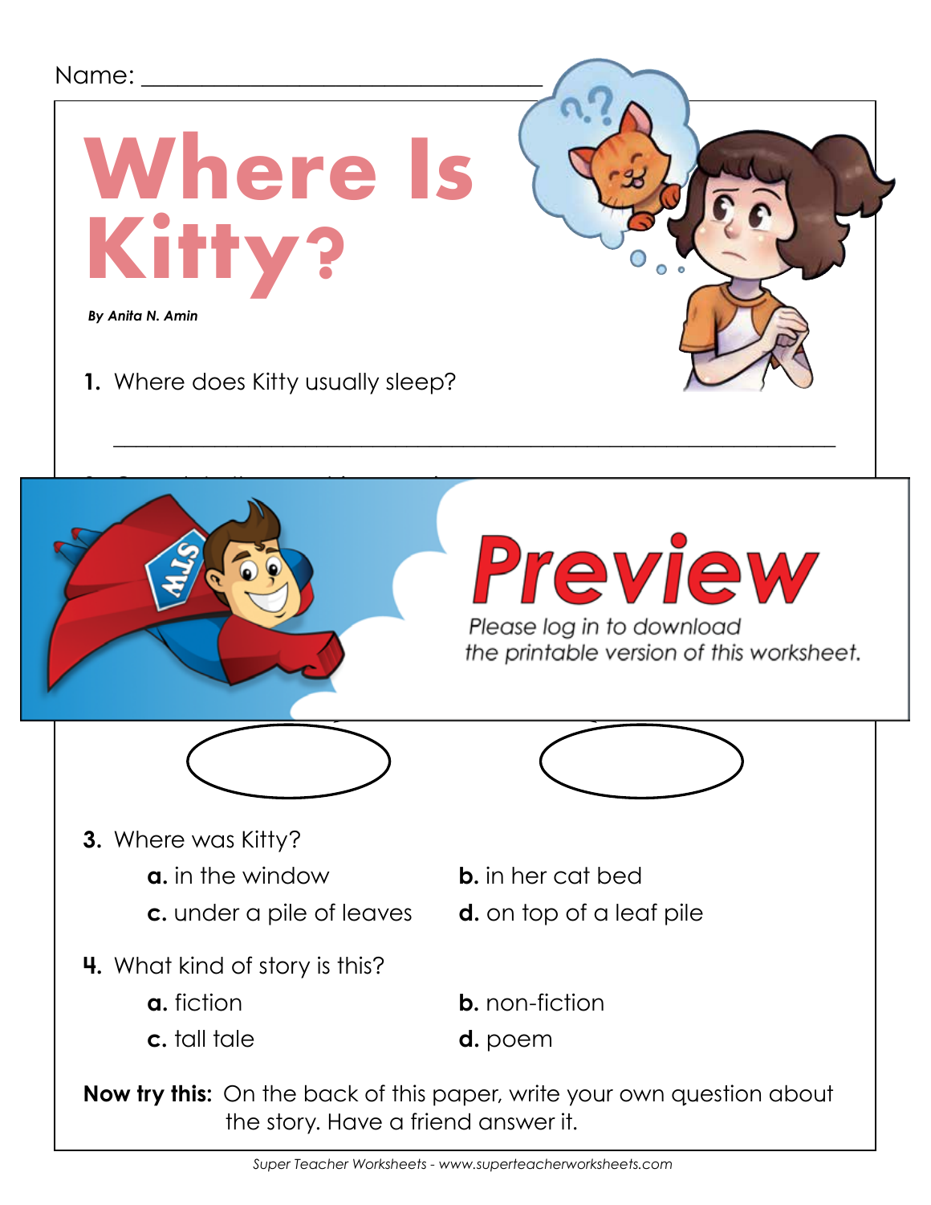Name: ________________________________

# Where Is Kitty?

***By Anita N. Amin***

**1.** Where does Kitty usually sleep?

_______________________________________________________________

**Preview**

*Please log in to download the printable version of this worksheet.*

**3.** Where was Kitty?

**a.** in the window  **b.** in her cat bed

**c.** under a pile of leaves  **d.** on top of a leaf pile

**4.** What kind of story is this?

**a.** fiction  **b.** non-fiction

**c.** tall tale  **d.** poem

**Now try this:** On the back of this paper, write your own question about the story. Have a friend answer it.

*Super Teacher Worksheets - www.superteacherworksheets.com*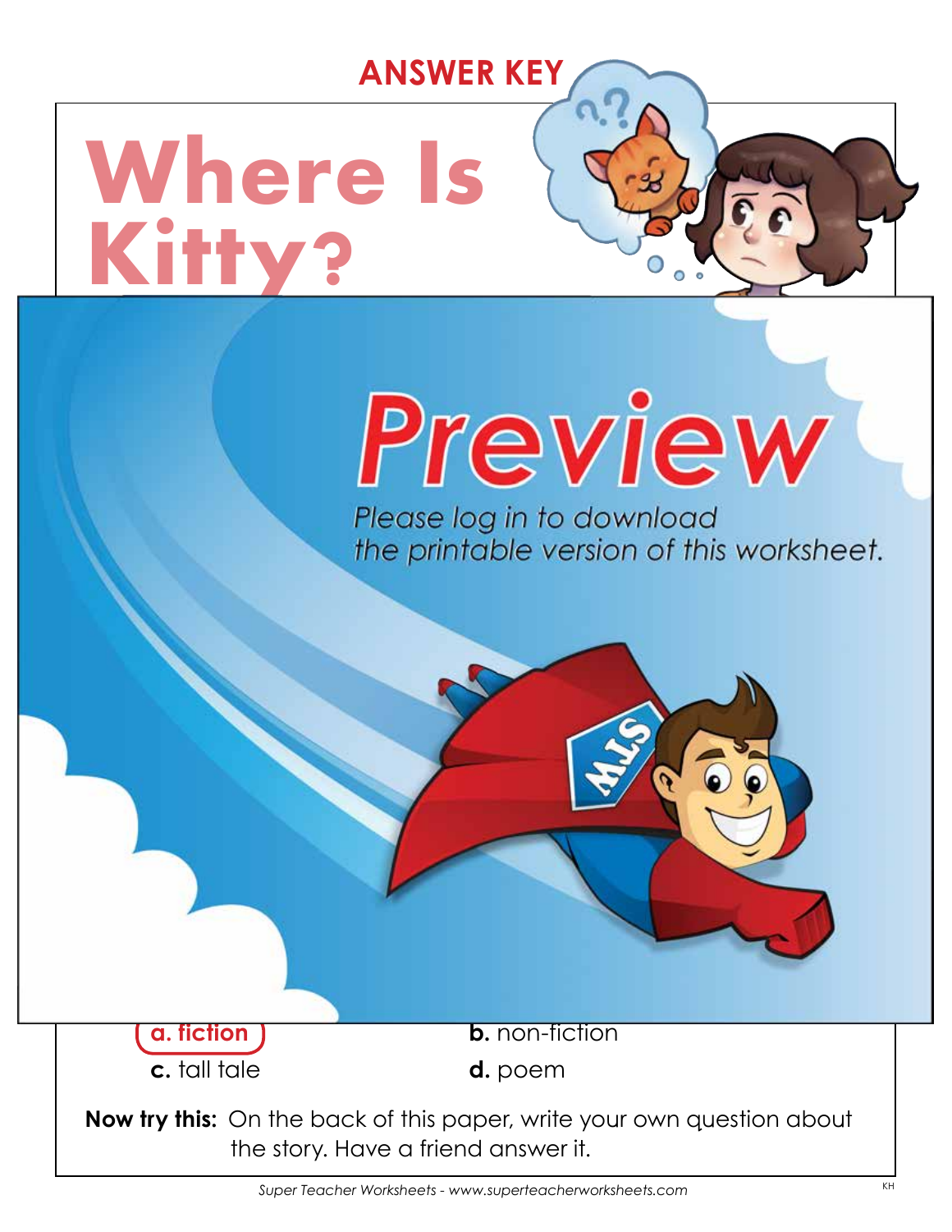ANSWER KEY

# Where Is Kitty?

Preview

Please log in to download the printable version of this worksheet.

**a.** fiction (circled answer)

**b.** non-fiction

**c.** tall tale

**d.** poem

**Now try this:** On the back of this paper, write your own question about the story. Have a friend answer it.

*Super Teacher Worksheets - www.superteacherworksheets.com*